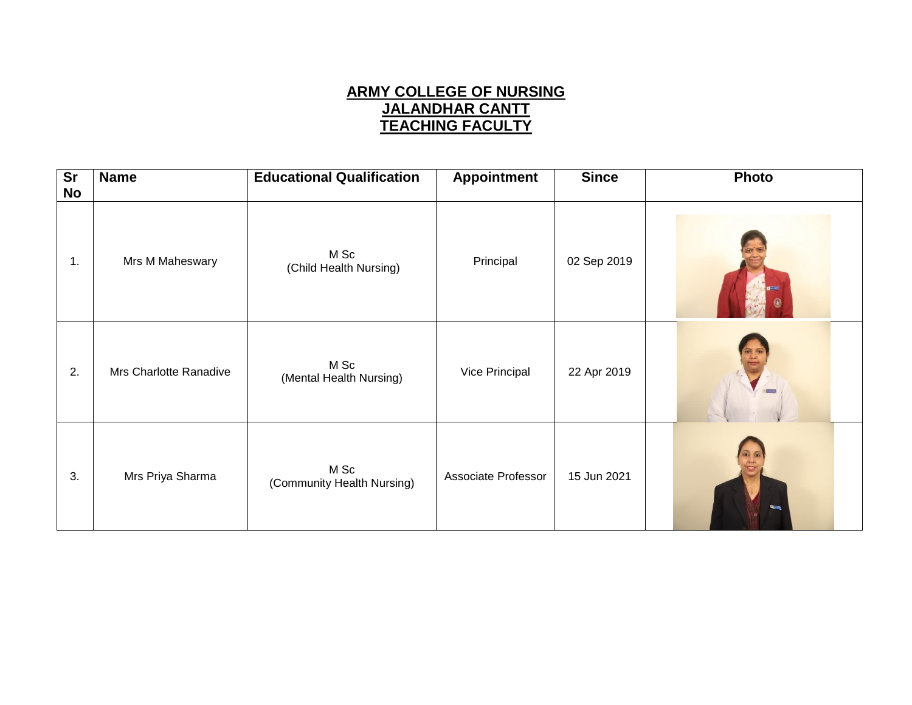**ARMY COLLEGE OF NURSING**
**JALANDHAR CANTT**
**TEACHING FACULTY**

| Sr No | Name | Educational Qualification | Appointment | Since | Photo |
|---|---|---|---|---|---|
| 1. | Mrs M Maheswary | M Sc (Child Health Nursing) | Principal | 02 Sep 2019 | |
| 2. | Mrs Charlotte Ranadive | M Sc (Mental Health Nursing) | Vice Principal | 22 Apr 2019 | |
| 3. | Mrs Priya Sharma | M Sc (Community Health Nursing) | Associate Professor | 15 Jun 2021 | |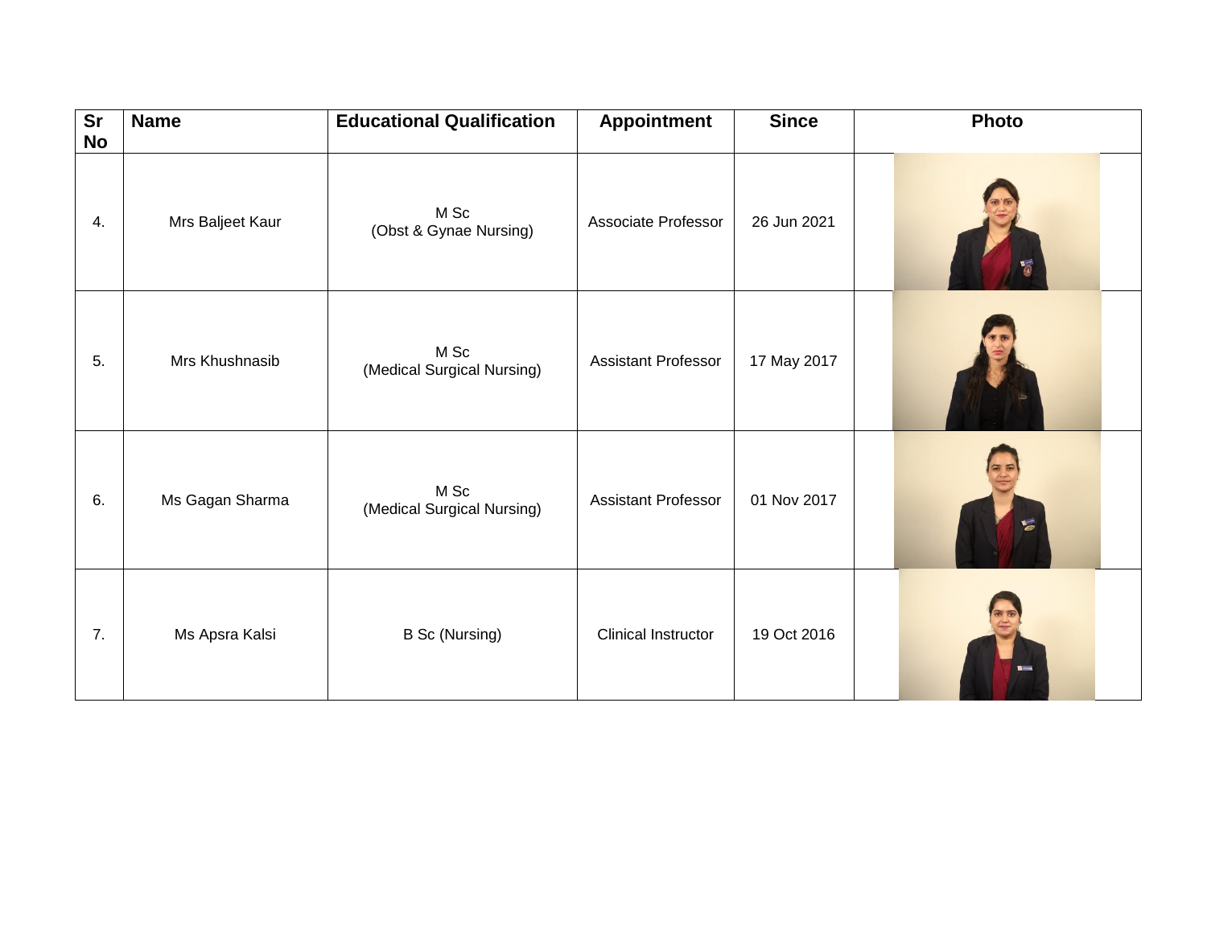| Sr No | Name | Educational Qualification | Appointment | Since | Photo |
|---|---|---|---|---|---|
| 4. | Mrs Baljeet Kaur | M Sc (Obst & Gynae Nursing) | Associate Professor | 26 Jun 2021 | |
| 5. | Mrs Khushnasib | M Sc (Medical Surgical Nursing) | Assistant Professor | 17 May 2017 | |
| 6. | Ms Gagan Sharma | M Sc (Medical Surgical Nursing) | Assistant Professor | 01 Nov 2017 | |
| 7. | Ms Apsra Kalsi | B Sc (Nursing) | Clinical Instructor | 19 Oct 2016 | |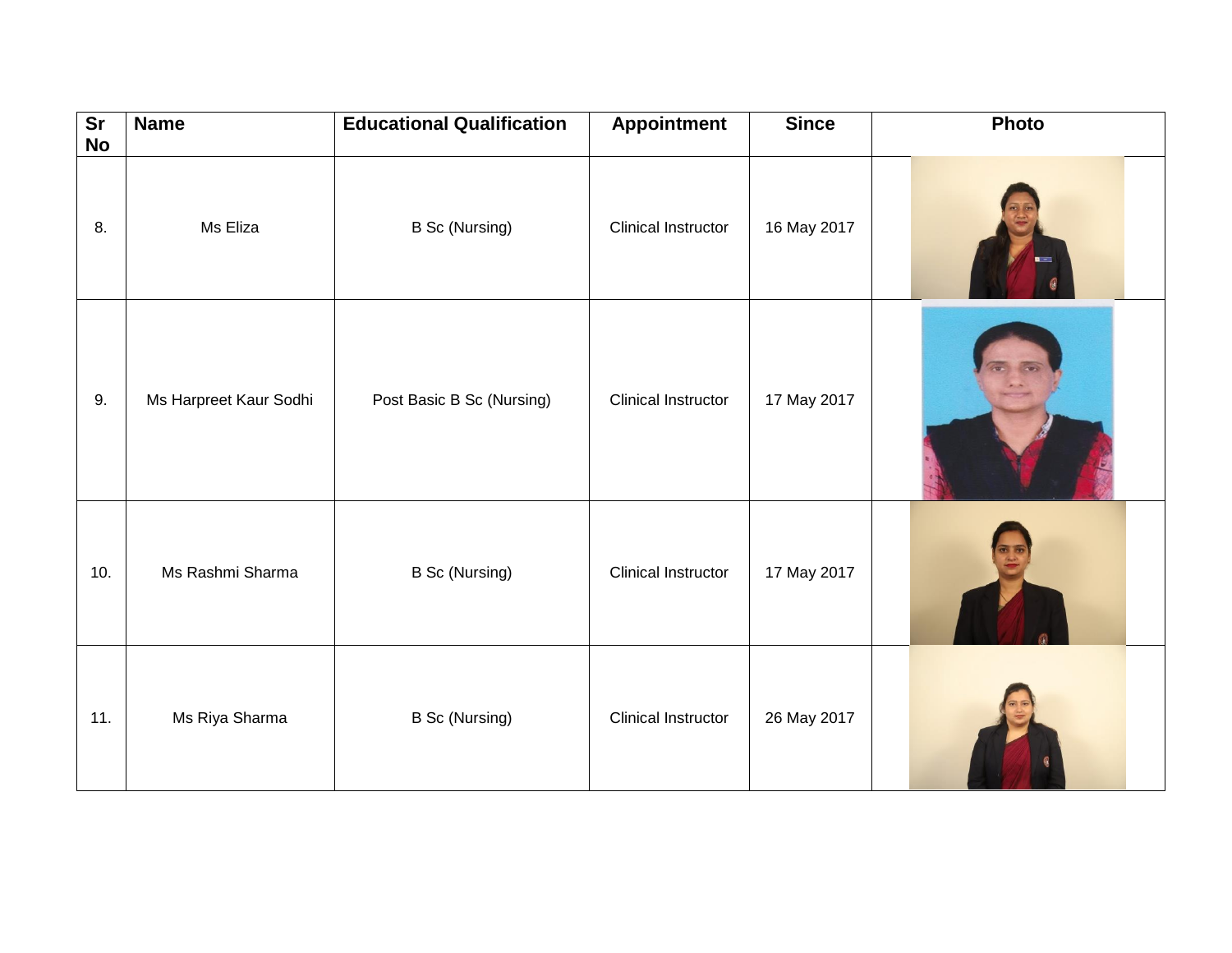| Sr No | Name | Educational Qualification | Appointment | Since | Photo |
|---|---|---|---|---|---|
| 8. | Ms Eliza | B Sc (Nursing) | Clinical Instructor | 16 May 2017 | |
| 9. | Ms Harpreet Kaur Sodhi | Post Basic B Sc (Nursing) | Clinical Instructor | 17 May 2017 | |
| 10. | Ms Rashmi Sharma | B Sc (Nursing) | Clinical Instructor | 17 May 2017 | |
| 11. | Ms Riya Sharma | B Sc (Nursing) | Clinical Instructor | 26 May 2017 | |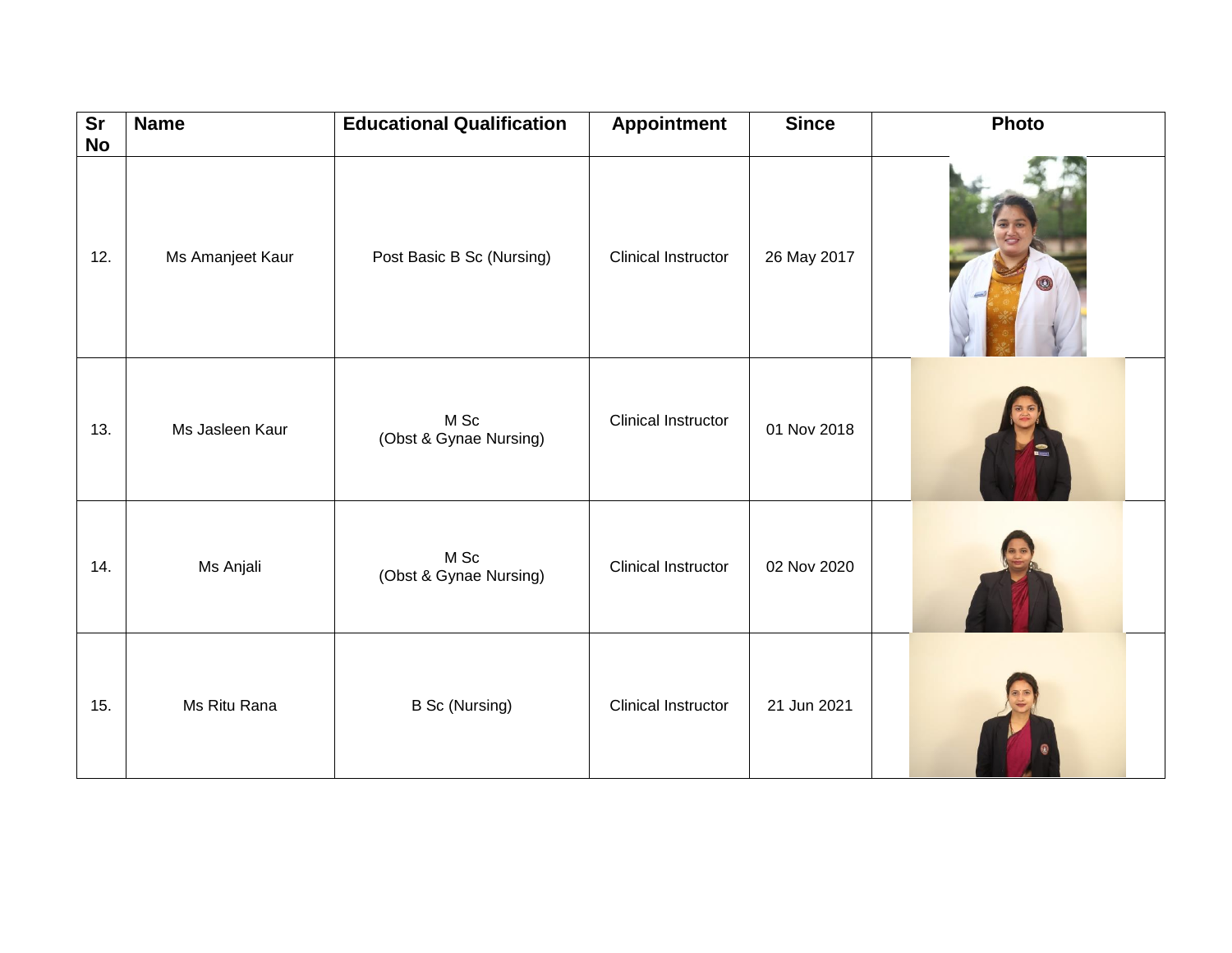| Sr No | Name | Educational Qualification | Appointment | Since | Photo |
|---|---|---|---|---|---|
| 12. | Ms Amanjeet Kaur | Post Basic B Sc (Nursing) | Clinical Instructor | 26 May 2017 | |
| 13. | Ms Jasleen Kaur | M Sc (Obst & Gynae Nursing) | Clinical Instructor | 01 Nov 2018 | |
| 14. | Ms Anjali | M Sc (Obst & Gynae Nursing) | Clinical Instructor | 02 Nov 2020 | |
| 15. | Ms Ritu Rana | B Sc (Nursing) | Clinical Instructor | 21 Jun 2021 | |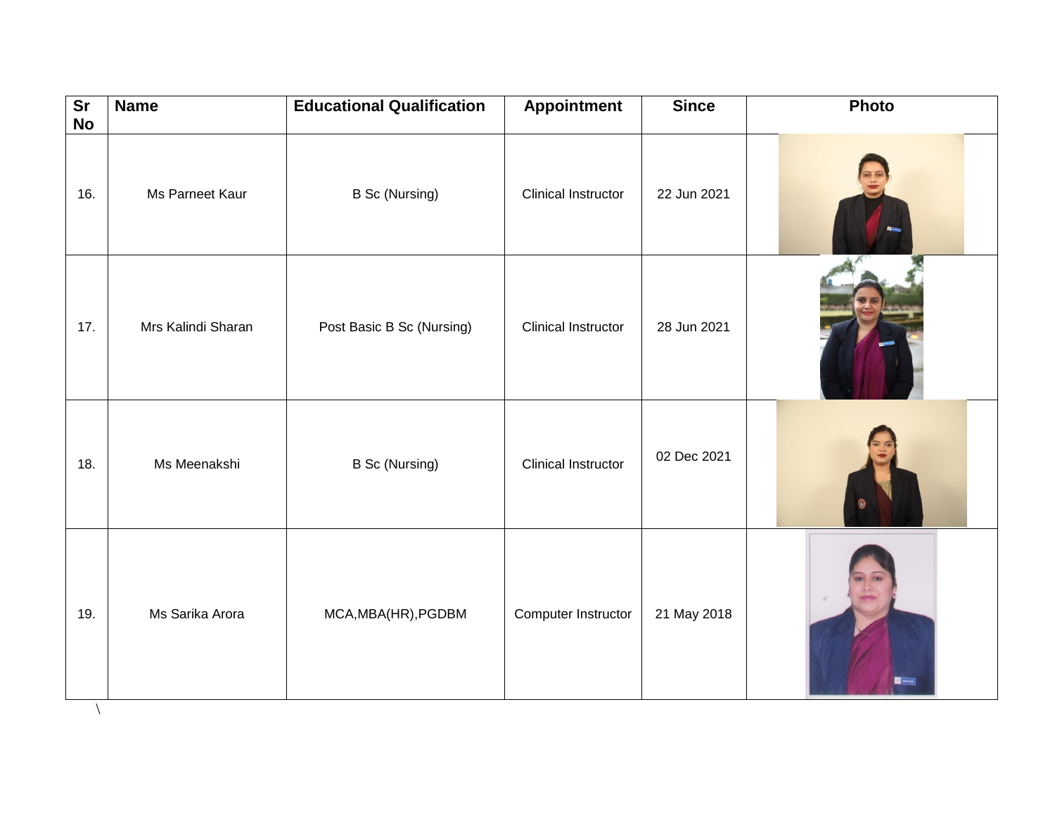| Sr No | Name | Educational Qualification | Appointment | Since | Photo |
|---|---|---|---|---|---|
| 16. | Ms Parneet Kaur | B Sc (Nursing) | Clinical Instructor | 22 Jun 2021 | |
| 17. | Mrs Kalindi Sharan | Post Basic B Sc (Nursing) | Clinical Instructor | 28 Jun 2021 | |
| 18. | Ms Meenakshi | B Sc (Nursing) | Clinical Instructor | 02 Dec 2021 | |
| 19. | Ms Sarika Arora | MCA,MBA(HR),PGDBM | Computer Instructor | 21 May 2018 | |

\